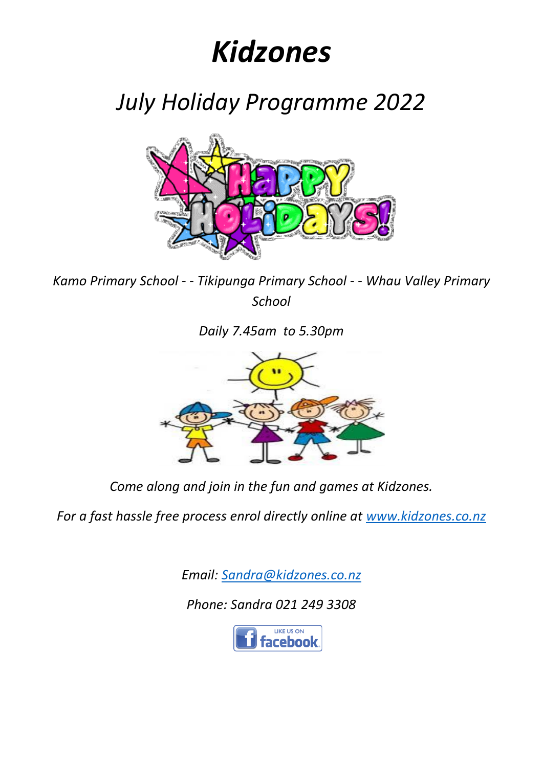# *Kidzones*

## *July Holiday Programme 2022*

*Kamo Primary School - - Tikipunga Primary School - - Whau Valley Primary School*

*Daily 7.45am to 5.30pm*

*Come along and join in the fun and games at Kidzones.*

*For a fast hassle free process enrol directly online at [www.kidzones.co.nz](http://www.kidzones.co.nz)*

*Email: [Sandra@kidzones.co.nz](mailto:Sandra@kidzones.co.nz)*

*Phone: Sandra 021 249 3308*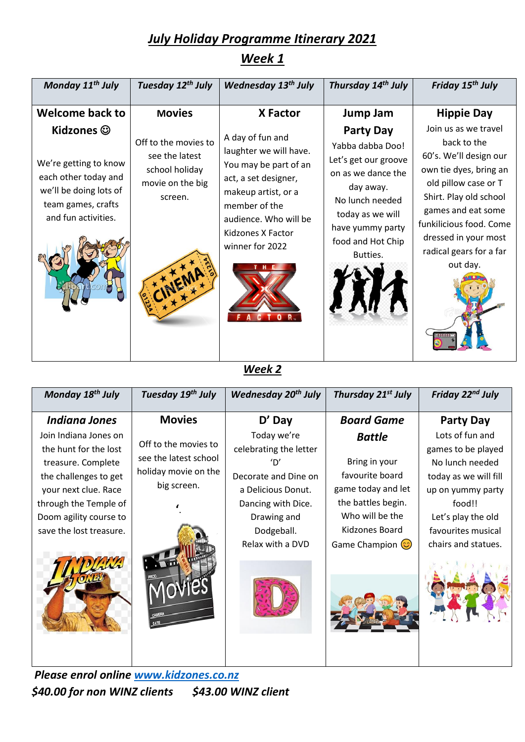# *July Holiday Programme Itinerary 2021*

## *Week 1*

| *Monday 11th July* | *Tuesday 12th July* | *Wednesday 13th July* | *Thursday 14th July* | *Friday 15th July* |
|---|---|---|---|---|
| **Welcome back to Kidzones ☺** We're getting to know each other today and we'll be doing lots of team games, crafts and fun activities. | **Movies** Off to the movies to see the latest school holiday movie on the big screen. | **X Factor** A day of fun and laughter we will have. You may be part of an act, a set designer, makeup artist, or a member of the audience. Who will be Kidzones X Factor winner for 2022 | **Jump Jam Party Day** Yabba dabba Doo! Let's get our groove on as we dance the day away. No lunch needed today as we will have yummy party food and Hot Chip Butties. | **Hippie Day** Join us as we travel back to the 60's. We'll design our own tie dyes, bring an old pillow case or T Shirt. Play old school games and eat some funkilicious food. Come dressed in your most radical gears for a far out day. |

## *Week 2*

| *Monday 18th July* | *Tuesday 19th July* | *Wednesday 20th July* | *Thursday 21st July* | *Friday 22nd July* |
|---|---|---|---|---|
| ***Indiana Jones*** Join Indiana Jones on the hunt for the lost treasure. Complete the challenges to get your next clue. Race through the Temple of Doom agility course to save the lost treasure. | **Movies** Off to the movies to see the latest school holiday movie on the big screen. | **D' Day** Today we're celebrating the letter 'D' Decorate and Dine on a Delicious Donut. Dancing with Dice. Drawing and Dodgeball. Relax with a DVD | ***Board Game Battle*** Bring in your favourite board game today and let the battles begin. Who will be the Kidzones Board Game Champion 😊 | **Party Day** Lots of fun and games to be played No lunch needed today as we will fill up on yummy party food!! Let's play the old favourites musical chairs and statues. |

***Please enrol online [www.kidzones.co.nz](www.kidzones.co.nz)***

***$40.00 for non WINZ clients $43.00 WINZ client***